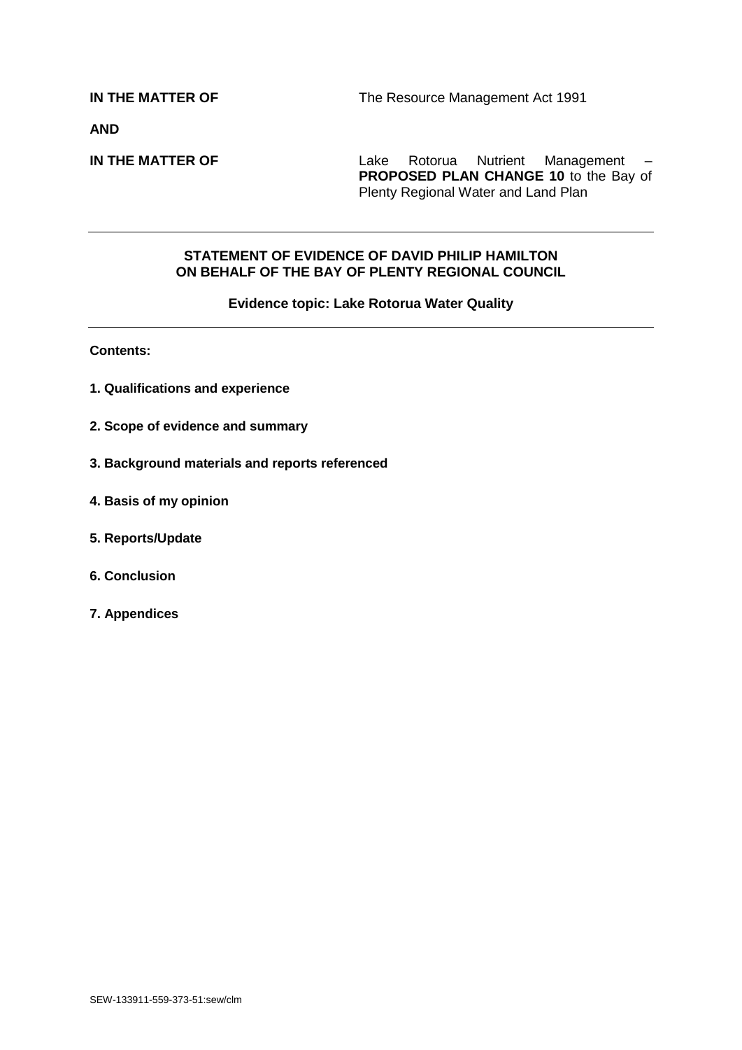**IN THE MATTER OF** The Resource Management Act 1991

**AND**

**IN THE MATTER OF** Lake Rotorua Nutrient Management – **PROPOSED PLAN CHANGE 10** to the Bay of Plenty Regional Water and Land Plan

---

**STATEMENT OF EVIDENCE OF DAVID PHILIP HAMILTON ON BEHALF OF THE BAY OF PLENTY REGIONAL COUNCIL**

**Evidence topic: Lake Rotorua Water Quality**

---

**Contents:**

**1. Qualifications and experience**

**2. Scope of evidence and summary**

**3. Background materials and reports referenced**

**4. Basis of my opinion**

**5. Reports/Update**

**6. Conclusion**

**7. Appendices**

SEW-133911-559-373-51:sew/clm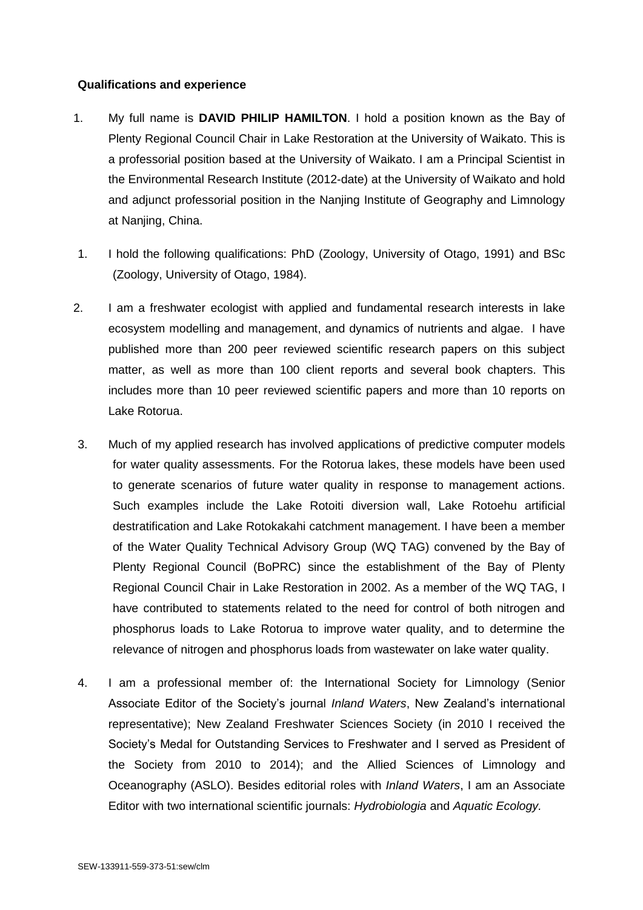**Qualifications and experience**

1. My full name is **DAVID PHILIP HAMILTON**. I hold a position known as the Bay of Plenty Regional Council Chair in Lake Restoration at the University of Waikato. This is a professorial position based at the University of Waikato. I am a Principal Scientist in the Environmental Research Institute (2012-date) at the University of Waikato and hold and adjunct professorial position in the Nanjing Institute of Geography and Limnology at Nanjing, China.

1. I hold the following qualifications: PhD (Zoology, University of Otago, 1991) and BSc (Zoology, University of Otago, 1984).

2. I am a freshwater ecologist with applied and fundamental research interests in lake ecosystem modelling and management, and dynamics of nutrients and algae. I have published more than 200 peer reviewed scientific research papers on this subject matter, as well as more than 100 client reports and several book chapters. This includes more than 10 peer reviewed scientific papers and more than 10 reports on Lake Rotorua.

3. Much of my applied research has involved applications of predictive computer models for water quality assessments. For the Rotorua lakes, these models have been used to generate scenarios of future water quality in response to management actions. Such examples include the Lake Rotoiti diversion wall, Lake Rotoehu artificial destratification and Lake Rotokakahi catchment management. I have been a member of the Water Quality Technical Advisory Group (WQ TAG) convened by the Bay of Plenty Regional Council (BoPRC) since the establishment of the Bay of Plenty Regional Council Chair in Lake Restoration in 2002. As a member of the WQ TAG, I have contributed to statements related to the need for control of both nitrogen and phosphorus loads to Lake Rotorua to improve water quality, and to determine the relevance of nitrogen and phosphorus loads from wastewater on lake water quality.

4. I am a professional member of: the International Society for Limnology (Senior Associate Editor of the Society's journal *Inland Waters*, New Zealand's international representative); New Zealand Freshwater Sciences Society (in 2010 I received the Society's Medal for Outstanding Services to Freshwater and I served as President of the Society from 2010 to 2014); and the Allied Sciences of Limnology and Oceanography (ASLO). Besides editorial roles with *Inland Waters*, I am an Associate Editor with two international scientific journals: *Hydrobiologia* and *Aquatic Ecology.*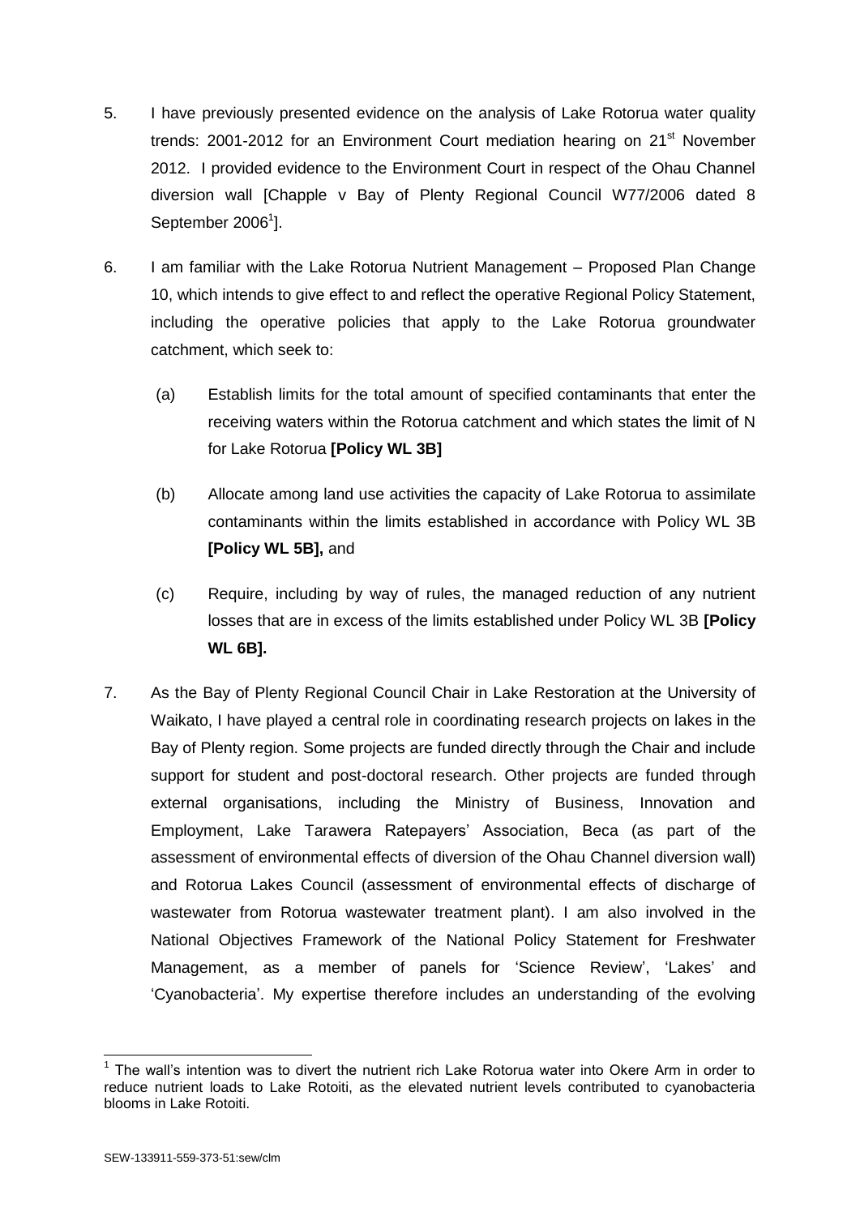5. I have previously presented evidence on the analysis of Lake Rotorua water quality trends: 2001-2012 for an Environment Court mediation hearing on 21st November 2012. I provided evidence to the Environment Court in respect of the Ohau Channel diversion wall [Chapple v Bay of Plenty Regional Council W77/2006 dated 8 September 2006[1]].

6. I am familiar with the Lake Rotorua Nutrient Management – Proposed Plan Change 10, which intends to give effect to and reflect the operative Regional Policy Statement, including the operative policies that apply to the Lake Rotorua groundwater catchment, which seek to:

   (a) Establish limits for the total amount of specified contaminants that enter the receiving waters within the Rotorua catchment and which states the limit of N for Lake Rotorua **[Policy WL 3B]**

   (b) Allocate among land use activities the capacity of Lake Rotorua to assimilate contaminants within the limits established in accordance with Policy WL 3B **[Policy WL 5B],** and

   (c) Require, including by way of rules, the managed reduction of any nutrient losses that are in excess of the limits established under Policy WL 3B **[Policy WL 6B].**

7. As the Bay of Plenty Regional Council Chair in Lake Restoration at the University of Waikato, I have played a central role in coordinating research projects on lakes in the Bay of Plenty region. Some projects are funded directly through the Chair and include support for student and post-doctoral research. Other projects are funded through external organisations, including the Ministry of Business, Innovation and Employment, Lake Tarawera Ratepayers' Association, Beca (as part of the assessment of environmental effects of diversion of the Ohau Channel diversion wall) and Rotorua Lakes Council (assessment of environmental effects of discharge of wastewater from Rotorua wastewater treatment plant). I am also involved in the National Objectives Framework of the National Policy Statement for Freshwater Management, as a member of panels for 'Science Review', 'Lakes' and 'Cyanobacteria'. My expertise therefore includes an understanding of the evolving

[1] The wall's intention was to divert the nutrient rich Lake Rotorua water into Okere Arm in order to reduce nutrient loads to Lake Rotoiti, as the elevated nutrient levels contributed to cyanobacteria blooms in Lake Rotoiti.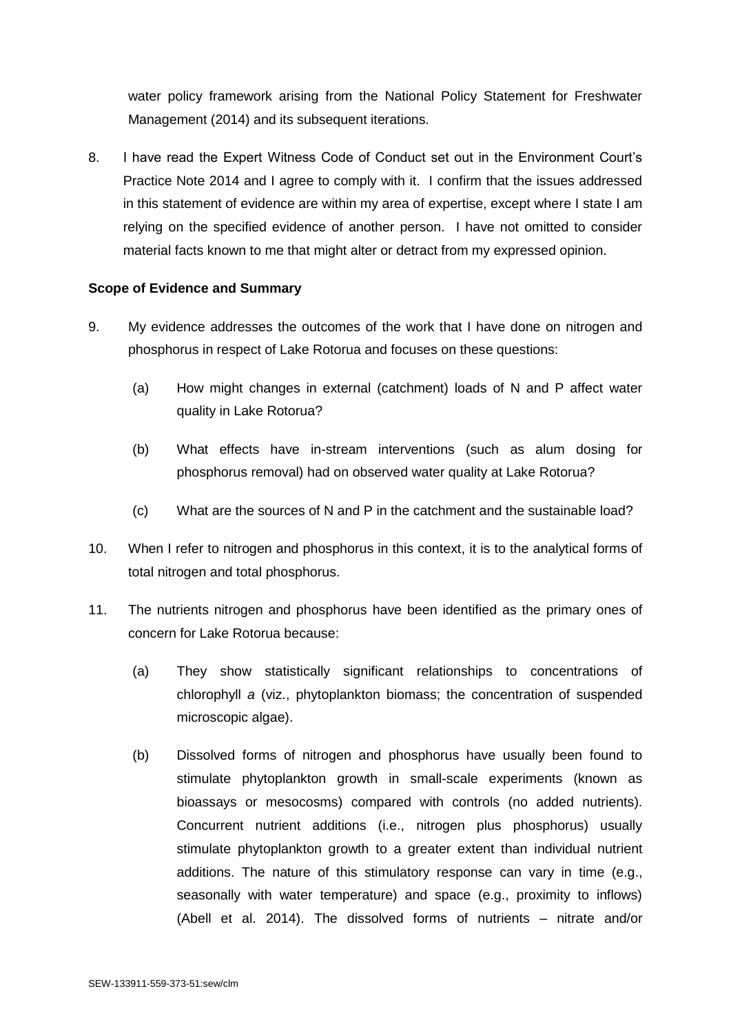water policy framework arising from the National Policy Statement for Freshwater Management (2014) and its subsequent iterations.

8. I have read the Expert Witness Code of Conduct set out in the Environment Court's Practice Note 2014 and I agree to comply with it. I confirm that the issues addressed in this statement of evidence are within my area of expertise, except where I state I am relying on the specified evidence of another person. I have not omitted to consider material facts known to me that might alter or detract from my expressed opinion.

**Scope of Evidence and Summary**

9. My evidence addresses the outcomes of the work that I have done on nitrogen and phosphorus in respect of Lake Rotorua and focuses on these questions:

   (a) How might changes in external (catchment) loads of N and P affect water quality in Lake Rotorua?

   (b) What effects have in-stream interventions (such as alum dosing for phosphorus removal) had on observed water quality at Lake Rotorua?

   (c) What are the sources of N and P in the catchment and the sustainable load?

10. When I refer to nitrogen and phosphorus in this context, it is to the analytical forms of total nitrogen and total phosphorus.

11. The nutrients nitrogen and phosphorus have been identified as the primary ones of concern for Lake Rotorua because:

    (a) They show statistically significant relationships to concentrations of chlorophyll *a* (viz., phytoplankton biomass; the concentration of suspended microscopic algae).

    (b) Dissolved forms of nitrogen and phosphorus have usually been found to stimulate phytoplankton growth in small-scale experiments (known as bioassays or mesocosms) compared with controls (no added nutrients). Concurrent nutrient additions (i.e., nitrogen plus phosphorus) usually stimulate phytoplankton growth to a greater extent than individual nutrient additions. The nature of this stimulatory response can vary in time (e.g., seasonally with water temperature) and space (e.g., proximity to inflows) (Abell et al. 2014). The dissolved forms of nutrients – nitrate and/or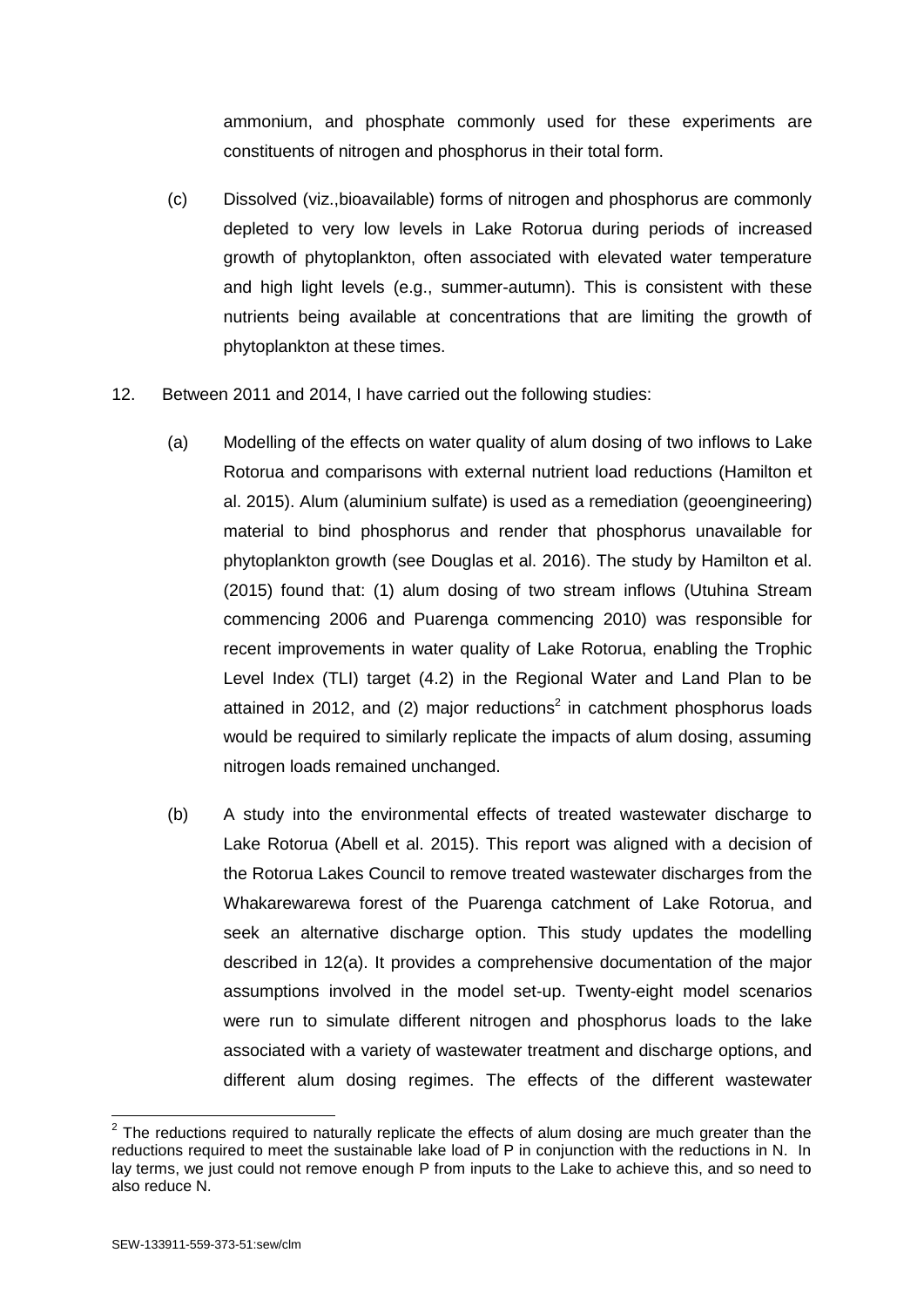ammonium, and phosphate commonly used for these experiments are constituents of nitrogen and phosphorus in their total form.

(c) Dissolved (viz.,bioavailable) forms of nitrogen and phosphorus are commonly depleted to very low levels in Lake Rotorua during periods of increased growth of phytoplankton, often associated with elevated water temperature and high light levels (e.g., summer-autumn). This is consistent with these nutrients being available at concentrations that are limiting the growth of phytoplankton at these times.

12. Between 2011 and 2014, I have carried out the following studies:

(a) Modelling of the effects on water quality of alum dosing of two inflows to Lake Rotorua and comparisons with external nutrient load reductions (Hamilton et al. 2015). Alum (aluminium sulfate) is used as a remediation (geoengineering) material to bind phosphorus and render that phosphorus unavailable for phytoplankton growth (see Douglas et al. 2016). The study by Hamilton et al. (2015) found that: (1) alum dosing of two stream inflows (Utuhina Stream commencing 2006 and Puarenga commencing 2010) was responsible for recent improvements in water quality of Lake Rotorua, enabling the Trophic Level Index (TLI) target (4.2) in the Regional Water and Land Plan to be attained in 2012, and (2) major reductions[2] in catchment phosphorus loads would be required to similarly replicate the impacts of alum dosing, assuming nitrogen loads remained unchanged.

(b) A study into the environmental effects of treated wastewater discharge to Lake Rotorua (Abell et al. 2015). This report was aligned with a decision of the Rotorua Lakes Council to remove treated wastewater discharges from the Whakarewarewa forest of the Puarenga catchment of Lake Rotorua, and seek an alternative discharge option. This study updates the modelling described in 12(a). It provides a comprehensive documentation of the major assumptions involved in the model set-up. Twenty-eight model scenarios were run to simulate different nitrogen and phosphorus loads to the lake associated with a variety of wastewater treatment and discharge options, and different alum dosing regimes. The effects of the different wastewater

[2] The reductions required to naturally replicate the effects of alum dosing are much greater than the reductions required to meet the sustainable lake load of P in conjunction with the reductions in N. In lay terms, we just could not remove enough P from inputs to the Lake to achieve this, and so need to also reduce N.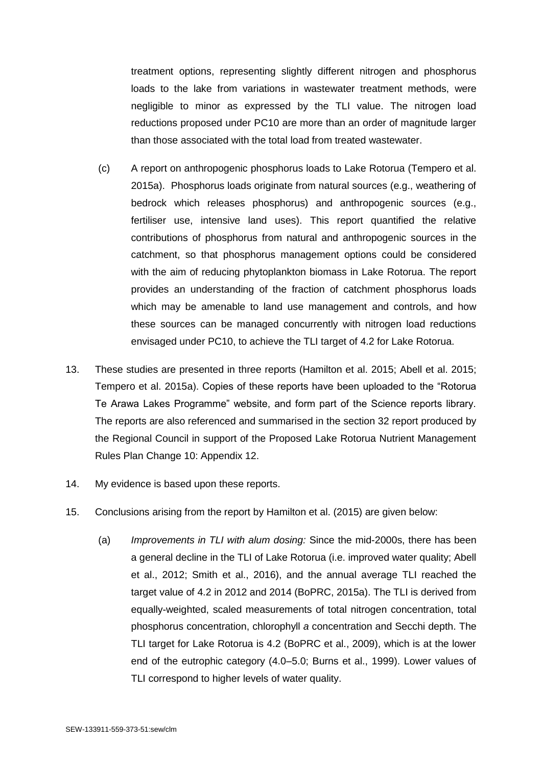treatment options, representing slightly different nitrogen and phosphorus loads to the lake from variations in wastewater treatment methods, were negligible to minor as expressed by the TLI value. The nitrogen load reductions proposed under PC10 are more than an order of magnitude larger than those associated with the total load from treated wastewater.

(c) A report on anthropogenic phosphorus loads to Lake Rotorua (Tempero et al. 2015a). Phosphorus loads originate from natural sources (e.g., weathering of bedrock which releases phosphorus) and anthropogenic sources (e.g., fertiliser use, intensive land uses). This report quantified the relative contributions of phosphorus from natural and anthropogenic sources in the catchment, so that phosphorus management options could be considered with the aim of reducing phytoplankton biomass in Lake Rotorua. The report provides an understanding of the fraction of catchment phosphorus loads which may be amenable to land use management and controls, and how these sources can be managed concurrently with nitrogen load reductions envisaged under PC10, to achieve the TLI target of 4.2 for Lake Rotorua.

13. These studies are presented in three reports (Hamilton et al. 2015; Abell et al. 2015; Tempero et al. 2015a). Copies of these reports have been uploaded to the "Rotorua Te Arawa Lakes Programme" website, and form part of the Science reports library. The reports are also referenced and summarised in the section 32 report produced by the Regional Council in support of the Proposed Lake Rotorua Nutrient Management Rules Plan Change 10: Appendix 12.

14. My evidence is based upon these reports.

15. Conclusions arising from the report by Hamilton et al. (2015) are given below:

(a) *Improvements in TLI with alum dosing:* Since the mid-2000s, there has been a general decline in the TLI of Lake Rotorua (i.e. improved water quality; Abell et al., 2012; Smith et al., 2016), and the annual average TLI reached the target value of 4.2 in 2012 and 2014 (BoPRC, 2015a). The TLI is derived from equally-weighted, scaled measurements of total nitrogen concentration, total phosphorus concentration, chlorophyll *a* concentration and Secchi depth. The TLI target for Lake Rotorua is 4.2 (BoPRC et al., 2009), which is at the lower end of the eutrophic category (4.0–5.0; Burns et al., 1999). Lower values of TLI correspond to higher levels of water quality.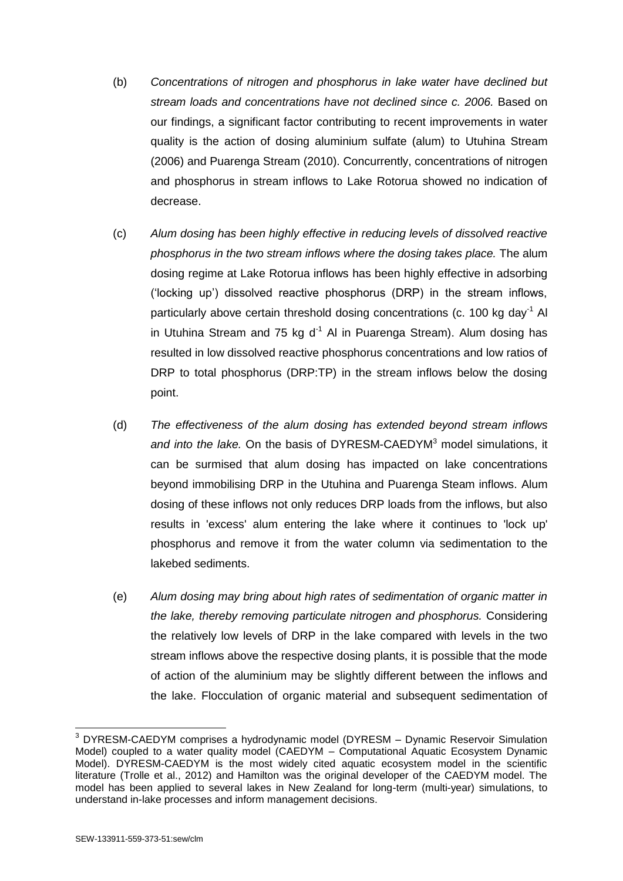(b) *Concentrations of nitrogen and phosphorus in lake water have declined but stream loads and concentrations have not declined since c. 2006.* Based on our findings, a significant factor contributing to recent improvements in water quality is the action of dosing aluminium sulfate (alum) to Utuhina Stream (2006) and Puarenga Stream (2010). Concurrently, concentrations of nitrogen and phosphorus in stream inflows to Lake Rotorua showed no indication of decrease.

(c) *Alum dosing has been highly effective in reducing levels of dissolved reactive phosphorus in the two stream inflows where the dosing takes place.* The alum dosing regime at Lake Rotorua inflows has been highly effective in adsorbing ('locking up') dissolved reactive phosphorus (DRP) in the stream inflows, particularly above certain threshold dosing concentrations (c. 100 kg $day^{-1}$ Al in Utuhina Stream and 75 kg $d^{-1}$ Al in Puarenga Stream). Alum dosing has resulted in low dissolved reactive phosphorus concentrations and low ratios of DRP to total phosphorus (DRP:TP) in the stream inflows below the dosing point.

(d) *The effectiveness of the alum dosing has extended beyond stream inflows and into the lake.* On the basis of DYRESM-CAEDYM[3] model simulations, it can be surmised that alum dosing has impacted on lake concentrations beyond immobilising DRP in the Utuhina and Puarenga Steam inflows. Alum dosing of these inflows not only reduces DRP loads from the inflows, but also results in 'excess' alum entering the lake where it continues to 'lock up' phosphorus and remove it from the water column via sedimentation to the lakebed sediments.

(e) *Alum dosing may bring about high rates of sedimentation of organic matter in the lake, thereby removing particulate nitrogen and phosphorus.* Considering the relatively low levels of DRP in the lake compared with levels in the two stream inflows above the respective dosing plants, it is possible that the mode of action of the aluminium may be slightly different between the inflows and the lake. Flocculation of organic material and subsequent sedimentation of

---

[3] DYRESM-CAEDYM comprises a hydrodynamic model (DYRESM – Dynamic Reservoir Simulation Model) coupled to a water quality model (CAEDYM – Computational Aquatic Ecosystem Dynamic Model). DYRESM-CAEDYM is the most widely cited aquatic ecosystem model in the scientific literature (Trolle et al., 2012) and Hamilton was the original developer of the CAEDYM model. The model has been applied to several lakes in New Zealand for long-term (multi-year) simulations, to understand in-lake processes and inform management decisions.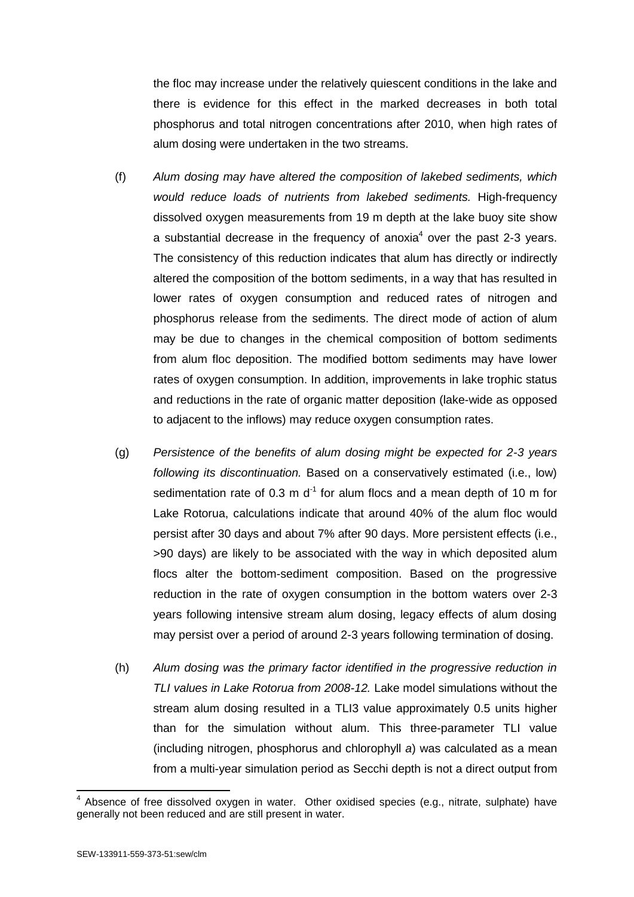the floc may increase under the relatively quiescent conditions in the lake and there is evidence for this effect in the marked decreases in both total phosphorus and total nitrogen concentrations after 2010, when high rates of alum dosing were undertaken in the two streams.

(f) *Alum dosing may have altered the composition of lakebed sediments, which would reduce loads of nutrients from lakebed sediments.* High-frequency dissolved oxygen measurements from 19 m depth at the lake buoy site show a substantial decrease in the frequency of anoxia[4] over the past 2-3 years. The consistency of this reduction indicates that alum has directly or indirectly altered the composition of the bottom sediments, in a way that has resulted in lower rates of oxygen consumption and reduced rates of nitrogen and phosphorus release from the sediments. The direct mode of action of alum may be due to changes in the chemical composition of bottom sediments from alum floc deposition. The modified bottom sediments may have lower rates of oxygen consumption. In addition, improvements in lake trophic status and reductions in the rate of organic matter deposition (lake-wide as opposed to adjacent to the inflows) may reduce oxygen consumption rates.

(g) *Persistence of the benefits of alum dosing might be expected for 2-3 years following its discontinuation.* Based on a conservatively estimated (i.e., low) sedimentation rate of 0.3 m $d^{-1}$ for alum flocs and a mean depth of 10 m for Lake Rotorua, calculations indicate that around 40% of the alum floc would persist after 30 days and about 7% after 90 days. More persistent effects (i.e., >90 days) are likely to be associated with the way in which deposited alum flocs alter the bottom-sediment composition. Based on the progressive reduction in the rate of oxygen consumption in the bottom waters over 2-3 years following intensive stream alum dosing, legacy effects of alum dosing may persist over a period of around 2-3 years following termination of dosing.

(h) *Alum dosing was the primary factor identified in the progressive reduction in TLI values in Lake Rotorua from 2008-12.* Lake model simulations without the stream alum dosing resulted in a TLI3 value approximately 0.5 units higher than for the simulation without alum. This three-parameter TLI value (including nitrogen, phosphorus and chlorophyll *a*) was calculated as a mean from a multi-year simulation period as Secchi depth is not a direct output from

---

[4] Absence of free dissolved oxygen in water. Other oxidised species (e.g., nitrate, sulphate) have generally not been reduced and are still present in water.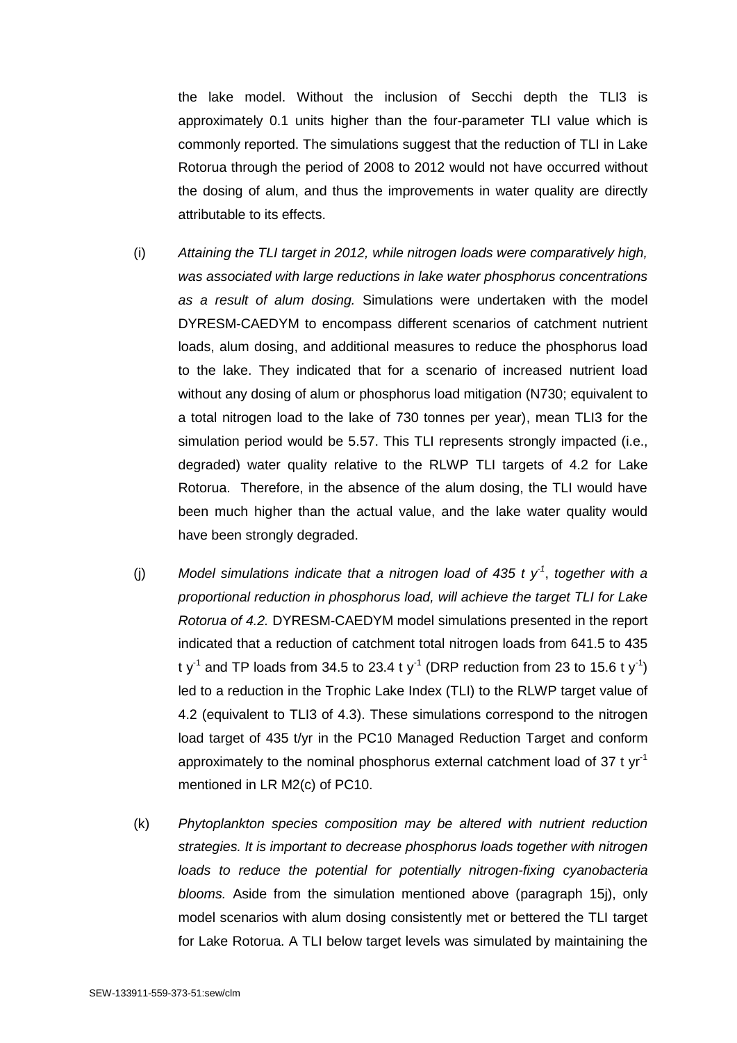the lake model. Without the inclusion of Secchi depth the TLI3 is approximately 0.1 units higher than the four-parameter TLI value which is commonly reported. The simulations suggest that the reduction of TLI in Lake Rotorua through the period of 2008 to 2012 would not have occurred without the dosing of alum, and thus the improvements in water quality are directly attributable to its effects.

(i) *Attaining the TLI target in 2012, while nitrogen loads were comparatively high, was associated with large reductions in lake water phosphorus concentrations as a result of alum dosing.* Simulations were undertaken with the model DYRESM-CAEDYM to encompass different scenarios of catchment nutrient loads, alum dosing, and additional measures to reduce the phosphorus load to the lake. They indicated that for a scenario of increased nutrient load without any dosing of alum or phosphorus load mitigation (N730; equivalent to a total nitrogen load to the lake of 730 tonnes per year), mean TLI3 for the simulation period would be 5.57. This TLI represents strongly impacted (i.e., degraded) water quality relative to the RLWP TLI targets of 4.2 for Lake Rotorua. Therefore, in the absence of the alum dosing, the TLI would have been much higher than the actual value, and the lake water quality would have been strongly degraded.

(j) *Model simulations indicate that a nitrogen load of 435 t $y^{-1}$, together with a proportional reduction in phosphorus load, will achieve the target TLI for Lake Rotorua of 4.2.* DYRESM-CAEDYM model simulations presented in the report indicated that a reduction of catchment total nitrogen loads from 641.5 to 435 t $y^{-1}$ and TP loads from 34.5 to 23.4 t $y^{-1}$ (DRP reduction from 23 to 15.6 t $y^{-1}$) led to a reduction in the Trophic Lake Index (TLI) to the RLWP target value of 4.2 (equivalent to TLI3 of 4.3). These simulations correspond to the nitrogen load target of 435 t/yr in the PC10 Managed Reduction Target and conform approximately to the nominal phosphorus external catchment load of 37 t $yr^{-1}$ mentioned in LR M2(c) of PC10.

(k) *Phytoplankton species composition may be altered with nutrient reduction strategies. It is important to decrease phosphorus loads together with nitrogen loads to reduce the potential for potentially nitrogen-fixing cyanobacteria blooms.* Aside from the simulation mentioned above (paragraph 15j), only model scenarios with alum dosing consistently met or bettered the TLI target for Lake Rotorua. A TLI below target levels was simulated by maintaining the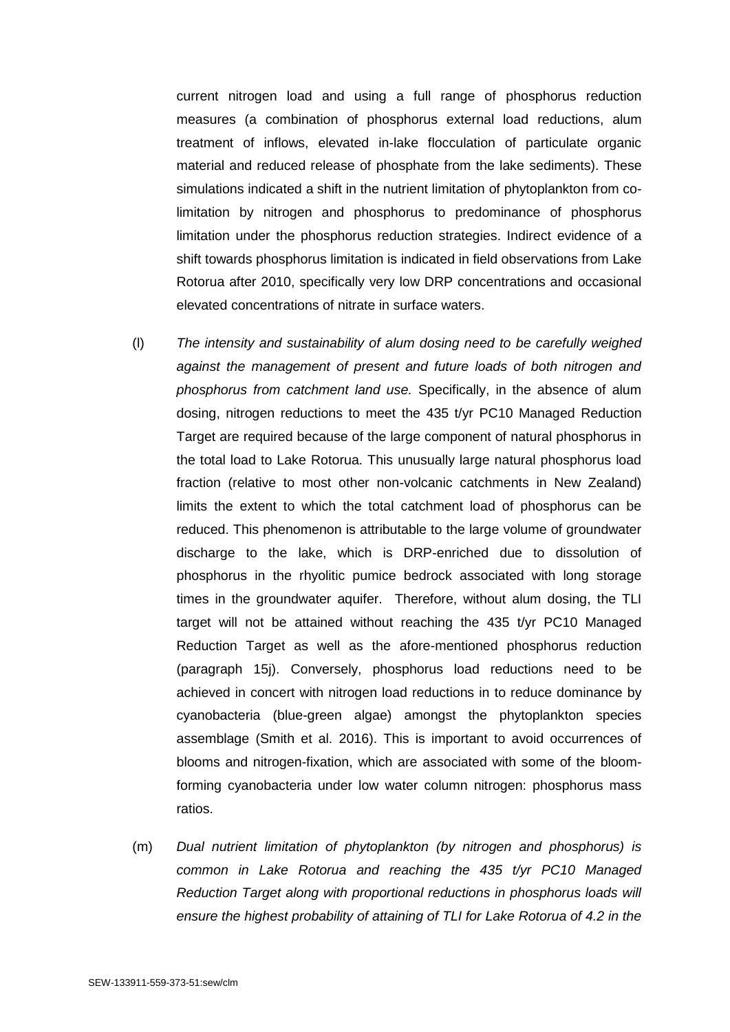current nitrogen load and using a full range of phosphorus reduction measures (a combination of phosphorus external load reductions, alum treatment of inflows, elevated in-lake flocculation of particulate organic material and reduced release of phosphate from the lake sediments). These simulations indicated a shift in the nutrient limitation of phytoplankton from co-limitation by nitrogen and phosphorus to predominance of phosphorus limitation under the phosphorus reduction strategies. Indirect evidence of a shift towards phosphorus limitation is indicated in field observations from Lake Rotorua after 2010, specifically very low DRP concentrations and occasional elevated concentrations of nitrate in surface waters.

(l) *The intensity and sustainability of alum dosing need to be carefully weighed against the management of present and future loads of both nitrogen and phosphorus from catchment land use.* Specifically, in the absence of alum dosing, nitrogen reductions to meet the 435 t/yr PC10 Managed Reduction Target are required because of the large component of natural phosphorus in the total load to Lake Rotorua. This unusually large natural phosphorus load fraction (relative to most other non-volcanic catchments in New Zealand) limits the extent to which the total catchment load of phosphorus can be reduced. This phenomenon is attributable to the large volume of groundwater discharge to the lake, which is DRP-enriched due to dissolution of phosphorus in the rhyolitic pumice bedrock associated with long storage times in the groundwater aquifer. Therefore, without alum dosing, the TLI target will not be attained without reaching the 435 t/yr PC10 Managed Reduction Target as well as the afore-mentioned phosphorus reduction (paragraph 15j). Conversely, phosphorus load reductions need to be achieved in concert with nitrogen load reductions in to reduce dominance by cyanobacteria (blue-green algae) amongst the phytoplankton species assemblage (Smith et al. 2016). This is important to avoid occurrences of blooms and nitrogen-fixation, which are associated with some of the bloom-forming cyanobacteria under low water column nitrogen: phosphorus mass ratios.

(m) *Dual nutrient limitation of phytoplankton (by nitrogen and phosphorus) is common in Lake Rotorua and reaching the 435 t/yr PC10 Managed Reduction Target along with proportional reductions in phosphorus loads will ensure the highest probability of attaining of TLI for Lake Rotorua of 4.2 in the*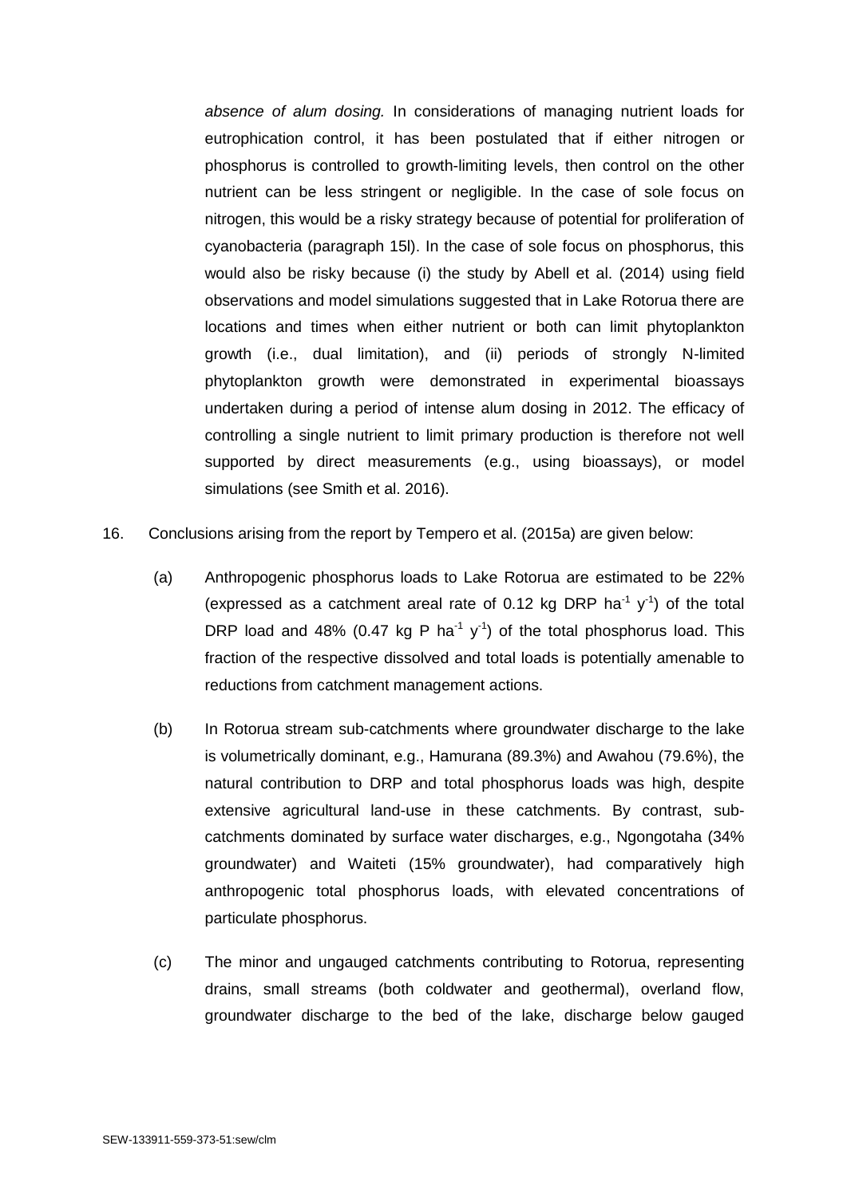*absence of alum dosing.* In considerations of managing nutrient loads for eutrophication control, it has been postulated that if either nitrogen or phosphorus is controlled to growth-limiting levels, then control on the other nutrient can be less stringent or negligible. In the case of sole focus on nitrogen, this would be a risky strategy because of potential for proliferation of cyanobacteria (paragraph 15l). In the case of sole focus on phosphorus, this would also be risky because (i) the study by Abell et al. (2014) using field observations and model simulations suggested that in Lake Rotorua there are locations and times when either nutrient or both can limit phytoplankton growth (i.e., dual limitation), and (ii) periods of strongly N-limited phytoplankton growth were demonstrated in experimental bioassays undertaken during a period of intense alum dosing in 2012. The efficacy of controlling a single nutrient to limit primary production is therefore not well supported by direct measurements (e.g., using bioassays), or model simulations (see Smith et al. 2016).

16. Conclusions arising from the report by Tempero et al. (2015a) are given below:

   (a) Anthropogenic phosphorus loads to Lake Rotorua are estimated to be 22% (expressed as a catchment areal rate of 0.12 kg DRP $ha^{-1}$ $y^{-1}$) of the total DRP load and 48% (0.47 kg P $ha^{-1}$ $y^{-1}$) of the total phosphorus load. This fraction of the respective dissolved and total loads is potentially amenable to reductions from catchment management actions.

   (b) In Rotorua stream sub-catchments where groundwater discharge to the lake is volumetrically dominant, e.g., Hamurana (89.3%) and Awahou (79.6%), the natural contribution to DRP and total phosphorus loads was high, despite extensive agricultural land-use in these catchments. By contrast, sub-catchments dominated by surface water discharges, e.g., Ngongotaha (34% groundwater) and Waiteti (15% groundwater), had comparatively high anthropogenic total phosphorus loads, with elevated concentrations of particulate phosphorus.

   (c) The minor and ungauged catchments contributing to Rotorua, representing drains, small streams (both coldwater and geothermal), overland flow, groundwater discharge to the bed of the lake, discharge below gauged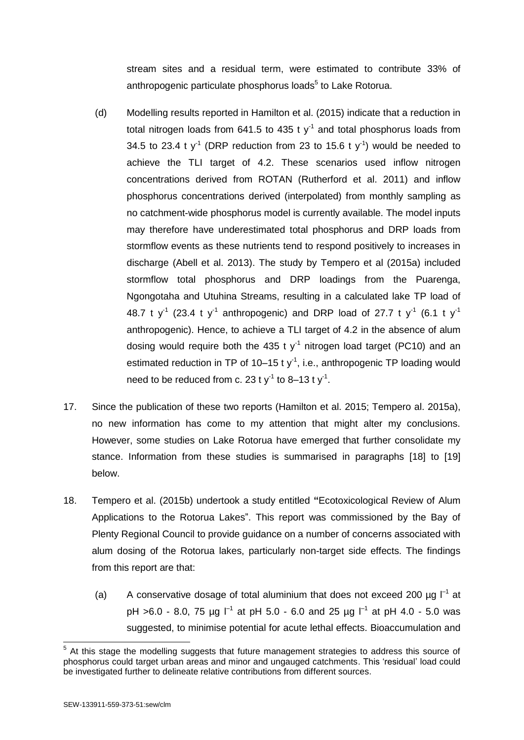stream sites and a residual term, were estimated to contribute 33% of anthropogenic particulate phosphorus loads[5] to Lake Rotorua.

(d) Modelling results reported in Hamilton et al. (2015) indicate that a reduction in total nitrogen loads from 641.5 to 435 t $y^{-1}$ and total phosphorus loads from 34.5 to 23.4 t $y^{-1}$ (DRP reduction from 23 to 15.6 t $y^{-1}$) would be needed to achieve the TLI target of 4.2. These scenarios used inflow nitrogen concentrations derived from ROTAN (Rutherford et al. 2011) and inflow phosphorus concentrations derived (interpolated) from monthly sampling as no catchment-wide phosphorus model is currently available. The model inputs may therefore have underestimated total phosphorus and DRP loads from stormflow events as these nutrients tend to respond positively to increases in discharge (Abell et al. 2013). The study by Tempero et al (2015a) included stormflow total phosphorus and DRP loadings from the Puarenga, Ngongotaha and Utuhina Streams, resulting in a calculated lake TP load of 48.7 t $y^{-1}$ (23.4 t $y^{-1}$ anthropogenic) and DRP load of 27.7 t $y^{-1}$ (6.1 t $y^{-1}$ anthropogenic). Hence, to achieve a TLI target of 4.2 in the absence of alum dosing would require both the 435 t $y^{-1}$ nitrogen load target (PC10) and an estimated reduction in TP of 10–15 t $y^{-1}$, i.e., anthropogenic TP loading would need to be reduced from c. 23 t $y^{-1}$ to 8–13 t $y^{-1}$.

17. Since the publication of these two reports (Hamilton et al. 2015; Tempero al. 2015a), no new information has come to my attention that might alter my conclusions. However, some studies on Lake Rotorua have emerged that further consolidate my stance. Information from these studies is summarised in paragraphs [18] to [19] below.

18. Tempero et al. (2015b) undertook a study entitled **"**Ecotoxicological Review of Alum Applications to the Rotorua Lakes". This report was commissioned by the Bay of Plenty Regional Council to provide guidance on a number of concerns associated with alum dosing of the Rotorua lakes, particularly non-target side effects. The findings from this report are that:

(a) A conservative dosage of total aluminium that does not exceed 200 µg $l^{-1}$ at pH >6.0 - 8.0, 75 µg $l^{-1}$ at pH 5.0 - 6.0 and 25 µg $l^{-1}$ at pH 4.0 - 5.0 was suggested, to minimise potential for acute lethal effects. Bioaccumulation and

[5] At this stage the modelling suggests that future management strategies to address this source of phosphorus could target urban areas and minor and ungauged catchments. This 'residual' load could be investigated further to delineate relative contributions from different sources.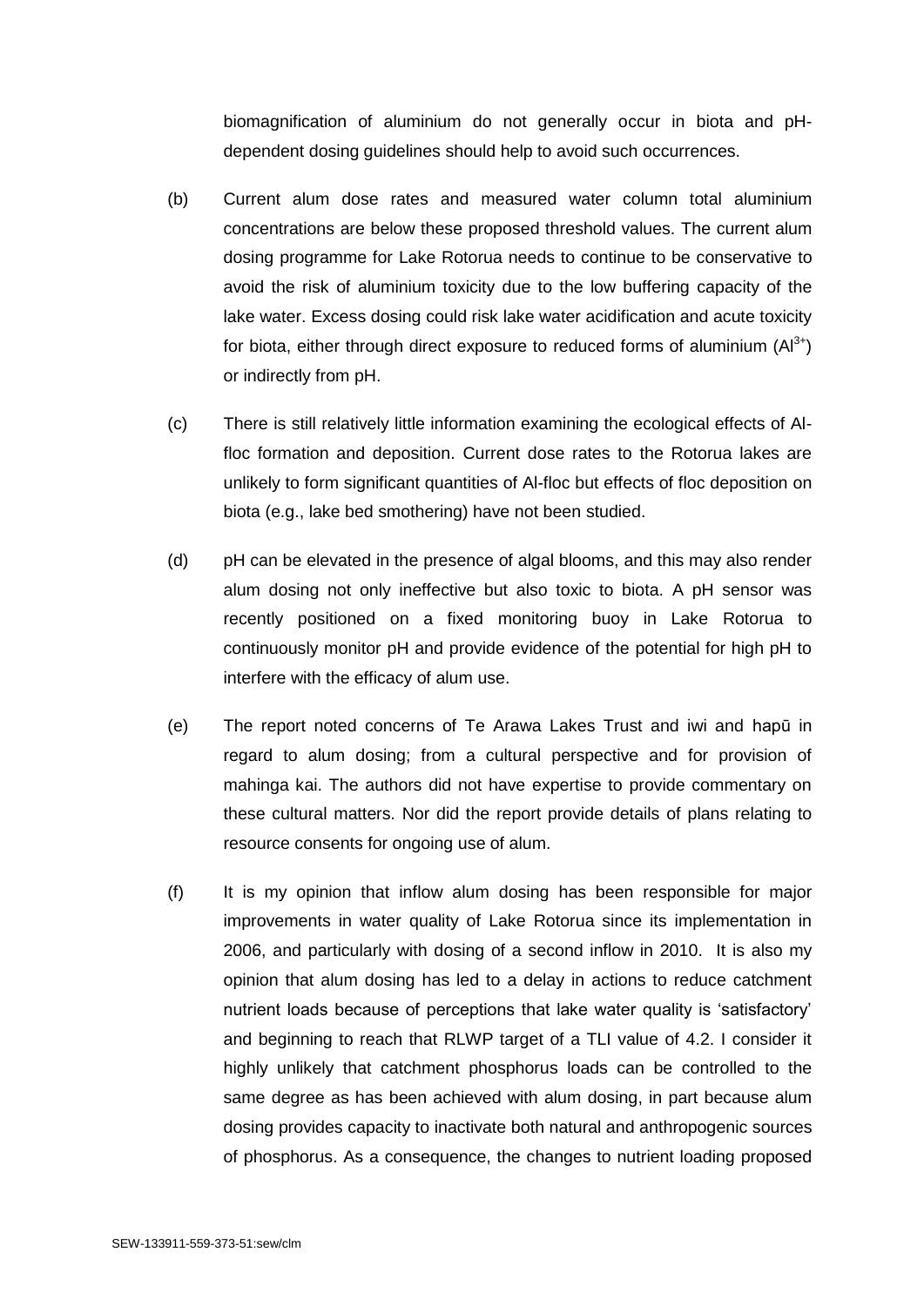biomagnification of aluminium do not generally occur in biota and pH-dependent dosing guidelines should help to avoid such occurrences.

(b) Current alum dose rates and measured water column total aluminium concentrations are below these proposed threshold values. The current alum dosing programme for Lake Rotorua needs to continue to be conservative to avoid the risk of aluminium toxicity due to the low buffering capacity of the lake water. Excess dosing could risk lake water acidification and acute toxicity for biota, either through direct exposure to reduced forms of aluminium ($Al^{3+}$) or indirectly from pH.

(c) There is still relatively little information examining the ecological effects of Al-floc formation and deposition. Current dose rates to the Rotorua lakes are unlikely to form significant quantities of Al-floc but effects of floc deposition on biota (e.g., lake bed smothering) have not been studied.

(d) pH can be elevated in the presence of algal blooms, and this may also render alum dosing not only ineffective but also toxic to biota. A pH sensor was recently positioned on a fixed monitoring buoy in Lake Rotorua to continuously monitor pH and provide evidence of the potential for high pH to interfere with the efficacy of alum use.

(e) The report noted concerns of Te Arawa Lakes Trust and iwi and hapū in regard to alum dosing; from a cultural perspective and for provision of mahinga kai. The authors did not have expertise to provide commentary on these cultural matters. Nor did the report provide details of plans relating to resource consents for ongoing use of alum.

(f) It is my opinion that inflow alum dosing has been responsible for major improvements in water quality of Lake Rotorua since its implementation in 2006, and particularly with dosing of a second inflow in 2010. It is also my opinion that alum dosing has led to a delay in actions to reduce catchment nutrient loads because of perceptions that lake water quality is 'satisfactory' and beginning to reach that RLWP target of a TLI value of 4.2. I consider it highly unlikely that catchment phosphorus loads can be controlled to the same degree as has been achieved with alum dosing, in part because alum dosing provides capacity to inactivate both natural and anthropogenic sources of phosphorus. As a consequence, the changes to nutrient loading proposed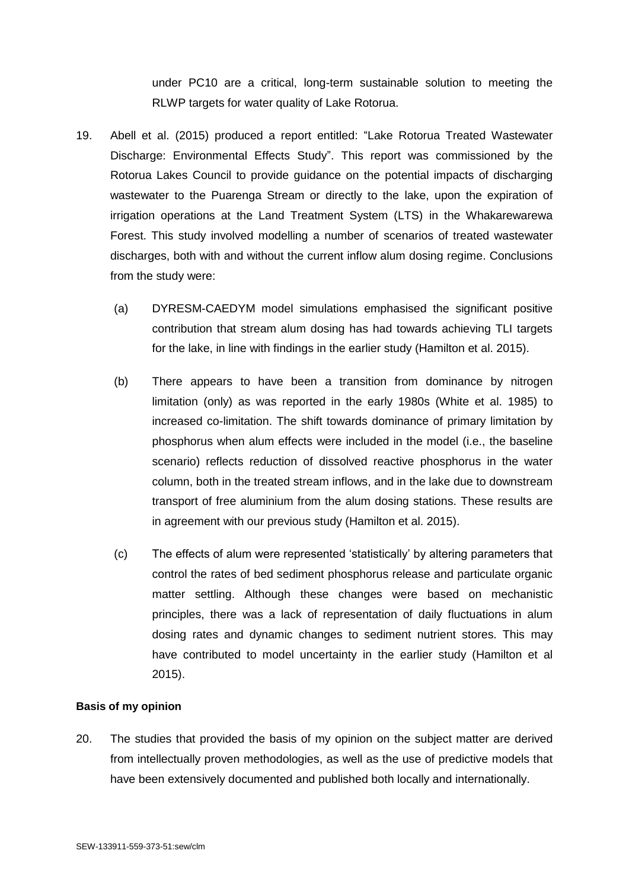under PC10 are a critical, long-term sustainable solution to meeting the RLWP targets for water quality of Lake Rotorua.

19. Abell et al. (2015) produced a report entitled: "Lake Rotorua Treated Wastewater Discharge: Environmental Effects Study". This report was commissioned by the Rotorua Lakes Council to provide guidance on the potential impacts of discharging wastewater to the Puarenga Stream or directly to the lake, upon the expiration of irrigation operations at the Land Treatment System (LTS) in the Whakarewarewa Forest. This study involved modelling a number of scenarios of treated wastewater discharges, both with and without the current inflow alum dosing regime. Conclusions from the study were:

    (a) DYRESM-CAEDYM model simulations emphasised the significant positive contribution that stream alum dosing has had towards achieving TLI targets for the lake, in line with findings in the earlier study (Hamilton et al. 2015).

    (b) There appears to have been a transition from dominance by nitrogen limitation (only) as was reported in the early 1980s (White et al. 1985) to increased co-limitation. The shift towards dominance of primary limitation by phosphorus when alum effects were included in the model (i.e., the baseline scenario) reflects reduction of dissolved reactive phosphorus in the water column, both in the treated stream inflows, and in the lake due to downstream transport of free aluminium from the alum dosing stations. These results are in agreement with our previous study (Hamilton et al. 2015).

    (c) The effects of alum were represented 'statistically' by altering parameters that control the rates of bed sediment phosphorus release and particulate organic matter settling. Although these changes were based on mechanistic principles, there was a lack of representation of daily fluctuations in alum dosing rates and dynamic changes to sediment nutrient stores. This may have contributed to model uncertainty in the earlier study (Hamilton et al 2015).

**Basis of my opinion**

20. The studies that provided the basis of my opinion on the subject matter are derived from intellectually proven methodologies, as well as the use of predictive models that have been extensively documented and published both locally and internationally.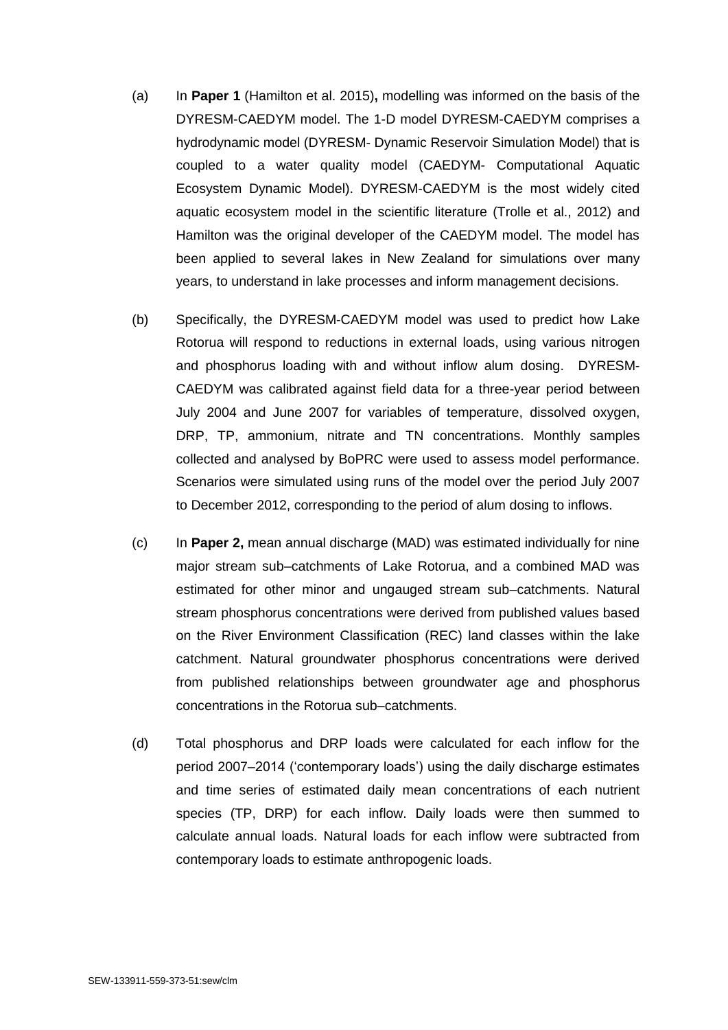(a) In **Paper 1** (Hamilton et al. 2015)**,** modelling was informed on the basis of the DYRESM-CAEDYM model. The 1-D model DYRESM-CAEDYM comprises a hydrodynamic model (DYRESM- Dynamic Reservoir Simulation Model) that is coupled to a water quality model (CAEDYM- Computational Aquatic Ecosystem Dynamic Model). DYRESM-CAEDYM is the most widely cited aquatic ecosystem model in the scientific literature (Trolle et al., 2012) and Hamilton was the original developer of the CAEDYM model. The model has been applied to several lakes in New Zealand for simulations over many years, to understand in lake processes and inform management decisions.

(b) Specifically, the DYRESM-CAEDYM model was used to predict how Lake Rotorua will respond to reductions in external loads, using various nitrogen and phosphorus loading with and without inflow alum dosing. DYRESM-CAEDYM was calibrated against field data for a three-year period between July 2004 and June 2007 for variables of temperature, dissolved oxygen, DRP, TP, ammonium, nitrate and TN concentrations. Monthly samples collected and analysed by BoPRC were used to assess model performance. Scenarios were simulated using runs of the model over the period July 2007 to December 2012, corresponding to the period of alum dosing to inflows.

(c) In **Paper 2,** mean annual discharge (MAD) was estimated individually for nine major stream sub–catchments of Lake Rotorua, and a combined MAD was estimated for other minor and ungauged stream sub–catchments. Natural stream phosphorus concentrations were derived from published values based on the River Environment Classification (REC) land classes within the lake catchment. Natural groundwater phosphorus concentrations were derived from published relationships between groundwater age and phosphorus concentrations in the Rotorua sub–catchments.

(d) Total phosphorus and DRP loads were calculated for each inflow for the period 2007–2014 ('contemporary loads') using the daily discharge estimates and time series of estimated daily mean concentrations of each nutrient species (TP, DRP) for each inflow. Daily loads were then summed to calculate annual loads. Natural loads for each inflow were subtracted from contemporary loads to estimate anthropogenic loads.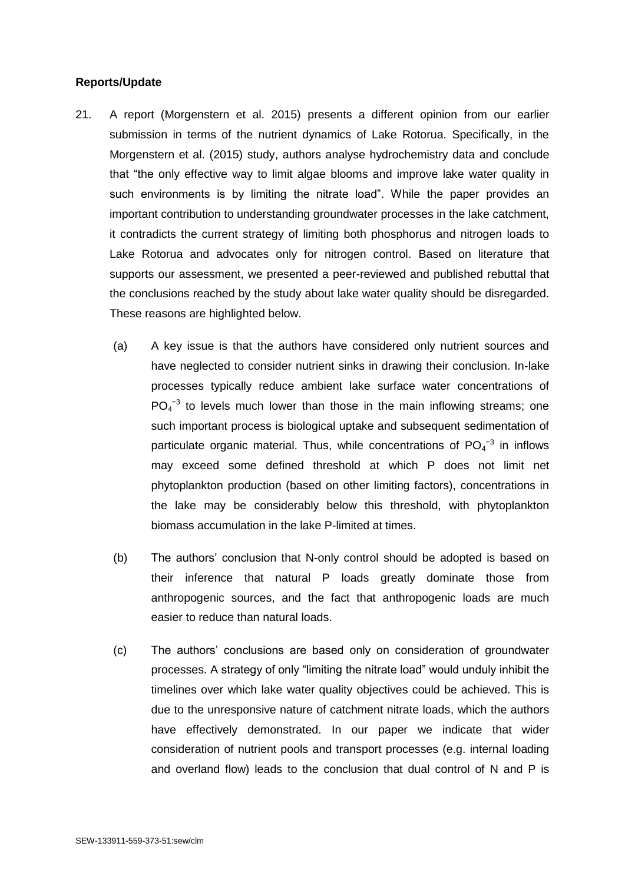**Reports/Update**

21. A report (Morgenstern et al. 2015) presents a different opinion from our earlier submission in terms of the nutrient dynamics of Lake Rotorua. Specifically, in the Morgenstern et al. (2015) study, authors analyse hydrochemistry data and conclude that "the only effective way to limit algae blooms and improve lake water quality in such environments is by limiting the nitrate load". While the paper provides an important contribution to understanding groundwater processes in the lake catchment, it contradicts the current strategy of limiting both phosphorus and nitrogen loads to Lake Rotorua and advocates only for nitrogen control. Based on literature that supports our assessment, we presented a peer-reviewed and published rebuttal that the conclusions reached by the study about lake water quality should be disregarded. These reasons are highlighted below.

    (a) A key issue is that the authors have considered only nutrient sources and have neglected to consider nutrient sinks in drawing their conclusion. In-lake processes typically reduce ambient lake surface water concentrations of $PO_4^{-3}$ to levels much lower than those in the main inflowing streams; one such important process is biological uptake and subsequent sedimentation of particulate organic material. Thus, while concentrations of $PO_4^{-3}$ in inflows may exceed some defined threshold at which P does not limit net phytoplankton production (based on other limiting factors), concentrations in the lake may be considerably below this threshold, with phytoplankton biomass accumulation in the lake P-limited at times.

    (b) The authors' conclusion that N-only control should be adopted is based on their inference that natural P loads greatly dominate those from anthropogenic sources, and the fact that anthropogenic loads are much easier to reduce than natural loads.

    (c) The authors' conclusions are based only on consideration of groundwater processes. A strategy of only "limiting the nitrate load" would unduly inhibit the timelines over which lake water quality objectives could be achieved. This is due to the unresponsive nature of catchment nitrate loads, which the authors have effectively demonstrated. In our paper we indicate that wider consideration of nutrient pools and transport processes (e.g. internal loading and overland flow) leads to the conclusion that dual control of N and P is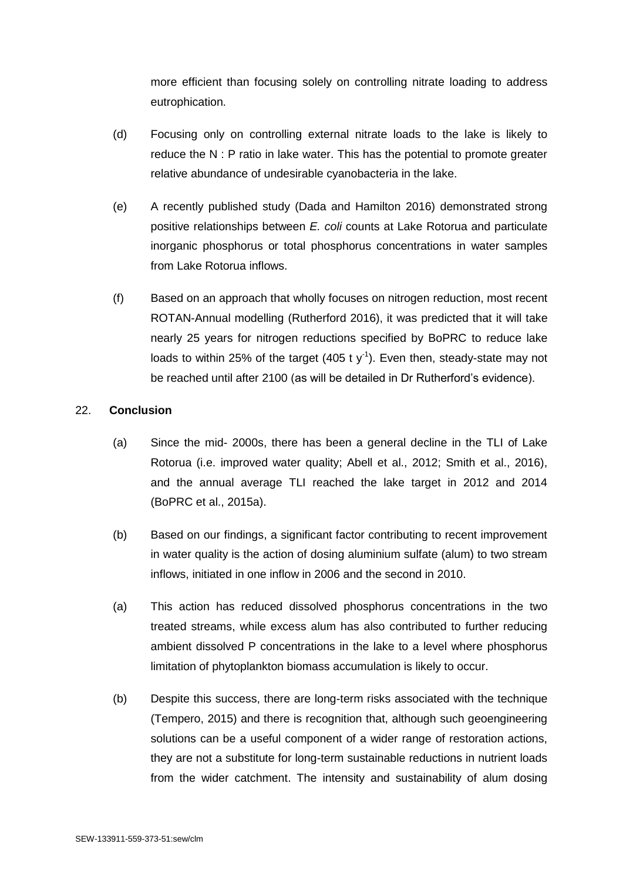more efficient than focusing solely on controlling nitrate loading to address eutrophication.

(d) Focusing only on controlling external nitrate loads to the lake is likely to reduce the N : P ratio in lake water. This has the potential to promote greater relative abundance of undesirable cyanobacteria in the lake.

(e) A recently published study (Dada and Hamilton 2016) demonstrated strong positive relationships between *E. coli* counts at Lake Rotorua and particulate inorganic phosphorus or total phosphorus concentrations in water samples from Lake Rotorua inflows.

(f) Based on an approach that wholly focuses on nitrogen reduction, most recent ROTAN-Annual modelling (Rutherford 2016), it was predicted that it will take nearly 25 years for nitrogen reductions specified by BoPRC to reduce lake loads to within 25% of the target (405 t $y^{-1}$). Even then, steady-state may not be reached until after 2100 (as will be detailed in Dr Rutherford's evidence).

22. **Conclusion**

(a) Since the mid- 2000s, there has been a general decline in the TLI of Lake Rotorua (i.e. improved water quality; Abell et al., 2012; Smith et al., 2016), and the annual average TLI reached the lake target in 2012 and 2014 (BoPRC et al., 2015a).

(b) Based on our findings, a significant factor contributing to recent improvement in water quality is the action of dosing aluminium sulfate (alum) to two stream inflows, initiated in one inflow in 2006 and the second in 2010.

(a) This action has reduced dissolved phosphorus concentrations in the two treated streams, while excess alum has also contributed to further reducing ambient dissolved P concentrations in the lake to a level where phosphorus limitation of phytoplankton biomass accumulation is likely to occur.

(b) Despite this success, there are long-term risks associated with the technique (Tempero, 2015) and there is recognition that, although such geoengineering solutions can be a useful component of a wider range of restoration actions, they are not a substitute for long-term sustainable reductions in nutrient loads from the wider catchment. The intensity and sustainability of alum dosing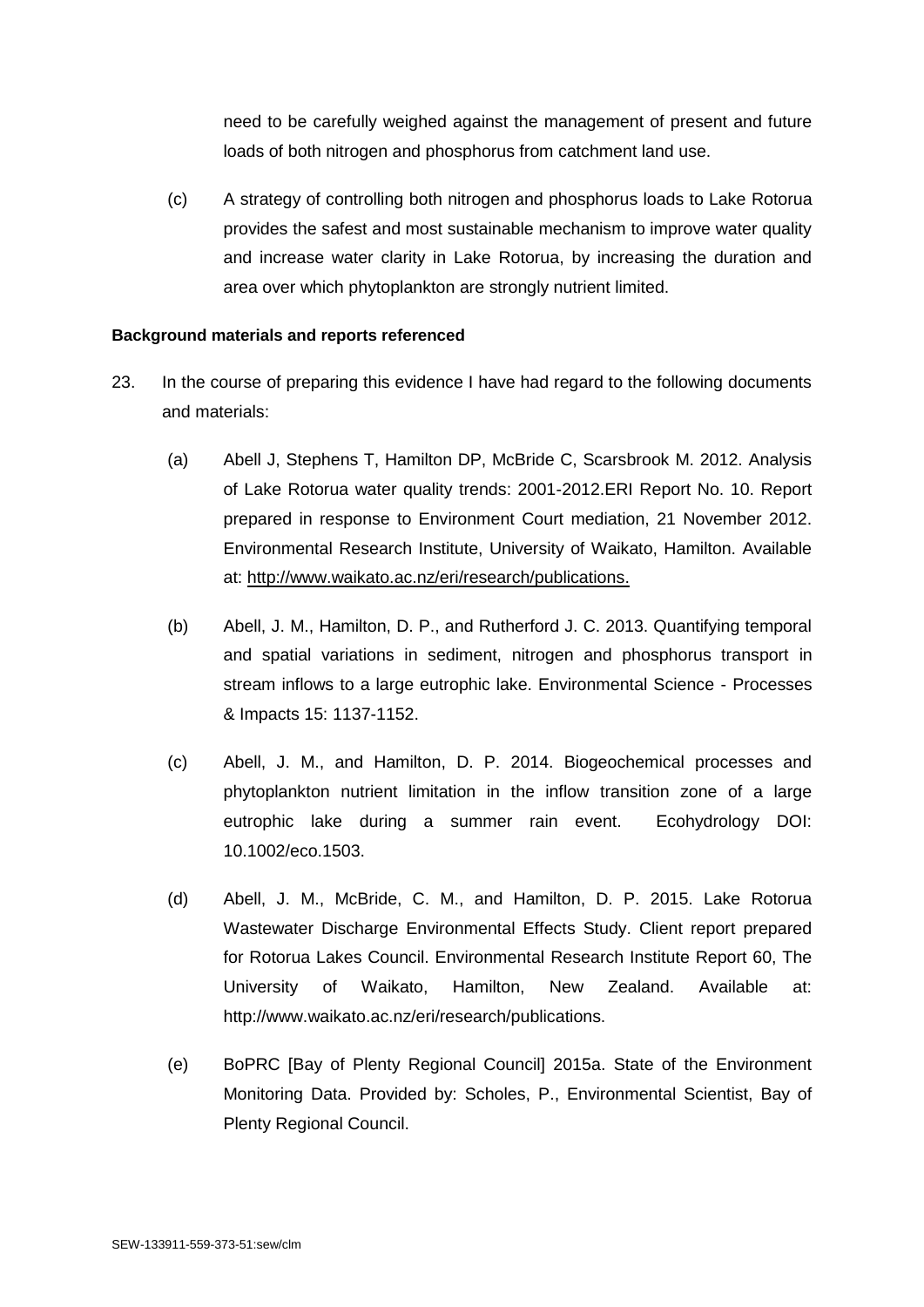need to be carefully weighed against the management of present and future loads of both nitrogen and phosphorus from catchment land use.

(c) A strategy of controlling both nitrogen and phosphorus loads to Lake Rotorua provides the safest and most sustainable mechanism to improve water quality and increase water clarity in Lake Rotorua, by increasing the duration and area over which phytoplankton are strongly nutrient limited.

**Background materials and reports referenced**

23. In the course of preparing this evidence I have had regard to the following documents and materials:

(a) Abell J, Stephens T, Hamilton DP, McBride C, Scarsbrook M. 2012. Analysis of Lake Rotorua water quality trends: 2001-2012.ERI Report No. 10. Report prepared in response to Environment Court mediation, 21 November 2012. Environmental Research Institute, University of Waikato, Hamilton. Available at: http://www.waikato.ac.nz/eri/research/publications.

(b) Abell, J. M., Hamilton, D. P., and Rutherford J. C. 2013. Quantifying temporal and spatial variations in sediment, nitrogen and phosphorus transport in stream inflows to a large eutrophic lake. Environmental Science - Processes & Impacts 15: 1137-1152.

(c) Abell, J. M., and Hamilton, D. P. 2014. Biogeochemical processes and phytoplankton nutrient limitation in the inflow transition zone of a large eutrophic lake during a summer rain event. Ecohydrology DOI: 10.1002/eco.1503.

(d) Abell, J. M., McBride, C. M., and Hamilton, D. P. 2015. Lake Rotorua Wastewater Discharge Environmental Effects Study. Client report prepared for Rotorua Lakes Council. Environmental Research Institute Report 60, The University of Waikato, Hamilton, New Zealand. Available at: http://www.waikato.ac.nz/eri/research/publications.

(e) BoPRC [Bay of Plenty Regional Council] 2015a. State of the Environment Monitoring Data. Provided by: Scholes, P., Environmental Scientist, Bay of Plenty Regional Council.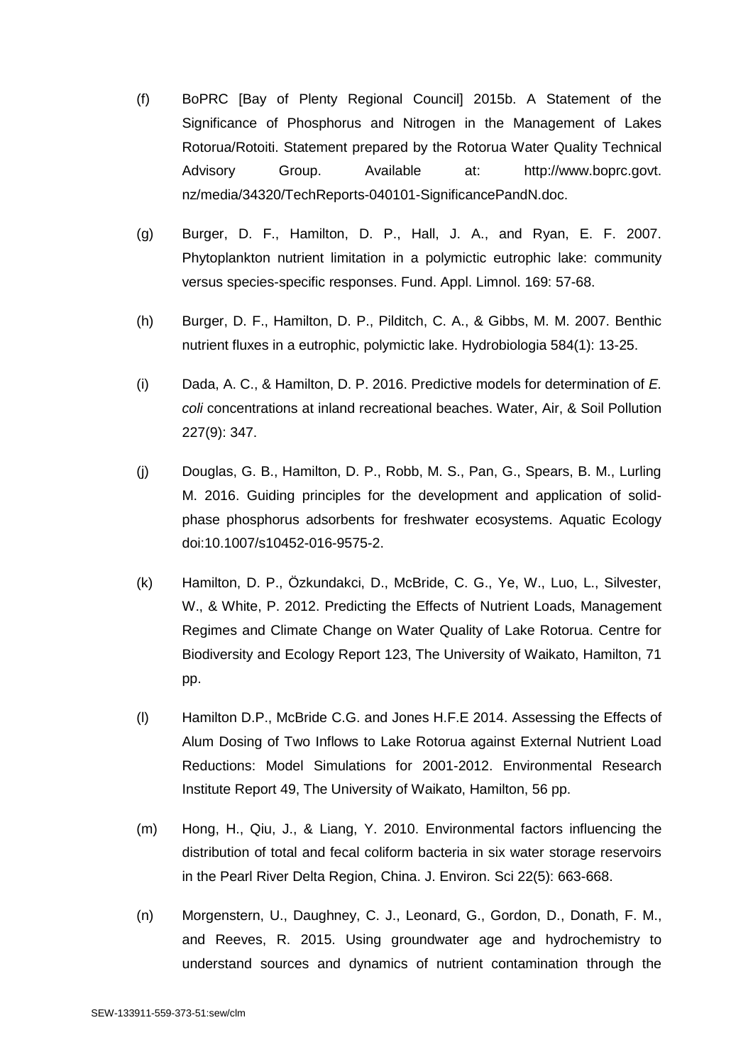(f) BoPRC [Bay of Plenty Regional Council] 2015b. A Statement of the Significance of Phosphorus and Nitrogen in the Management of Lakes Rotorua/Rotoiti. Statement prepared by the Rotorua Water Quality Technical Advisory Group. Available at: http://www.boprc.govt.nz/media/34320/TechReports-040101-SignificancePandN.doc.

(g) Burger, D. F., Hamilton, D. P., Hall, J. A., and Ryan, E. F. 2007. Phytoplankton nutrient limitation in a polymictic eutrophic lake: community versus species-specific responses. Fund. Appl. Limnol. 169: 57-68.

(h) Burger, D. F., Hamilton, D. P., Pilditch, C. A., & Gibbs, M. M. 2007. Benthic nutrient fluxes in a eutrophic, polymictic lake. Hydrobiologia 584(1): 13-25.

(i) Dada, A. C., & Hamilton, D. P. 2016. Predictive models for determination of *E. coli* concentrations at inland recreational beaches. Water, Air, & Soil Pollution 227(9): 347.

(j) Douglas, G. B., Hamilton, D. P., Robb, M. S., Pan, G., Spears, B. M., Lurling M. 2016. Guiding principles for the development and application of solid-phase phosphorus adsorbents for freshwater ecosystems. Aquatic Ecology doi:10.1007/s10452-016-9575-2.

(k) Hamilton, D. P., Özkundakci, D., McBride, C. G., Ye, W., Luo, L., Silvester, W., & White, P. 2012. Predicting the Effects of Nutrient Loads, Management Regimes and Climate Change on Water Quality of Lake Rotorua. Centre for Biodiversity and Ecology Report 123, The University of Waikato, Hamilton, 71 pp.

(l) Hamilton D.P., McBride C.G. and Jones H.F.E 2014. Assessing the Effects of Alum Dosing of Two Inflows to Lake Rotorua against External Nutrient Load Reductions: Model Simulations for 2001-2012. Environmental Research Institute Report 49, The University of Waikato, Hamilton, 56 pp.

(m) Hong, H., Qiu, J., & Liang, Y. 2010. Environmental factors influencing the distribution of total and fecal coliform bacteria in six water storage reservoirs in the Pearl River Delta Region, China. J. Environ. Sci 22(5): 663-668.

(n) Morgenstern, U., Daughney, C. J., Leonard, G., Gordon, D., Donath, F. M., and Reeves, R. 2015. Using groundwater age and hydrochemistry to understand sources and dynamics of nutrient contamination through the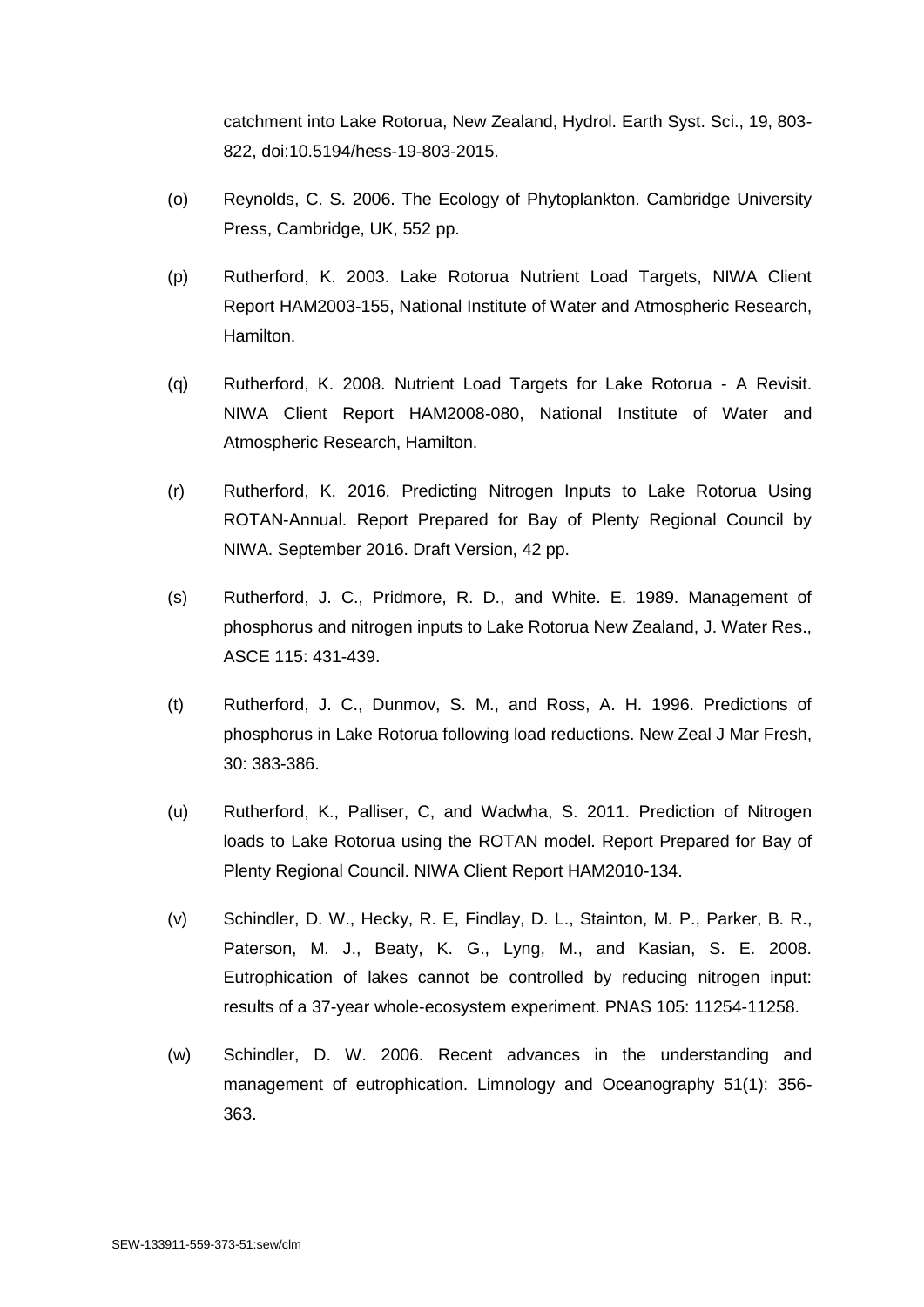catchment into Lake Rotorua, New Zealand, Hydrol. Earth Syst. Sci., 19, 803-822, doi:10.5194/hess-19-803-2015.

(o) Reynolds, C. S. 2006. The Ecology of Phytoplankton. Cambridge University Press, Cambridge, UK, 552 pp.

(p) Rutherford, K. 2003. Lake Rotorua Nutrient Load Targets, NIWA Client Report HAM2003-155, National Institute of Water and Atmospheric Research, Hamilton.

(q) Rutherford, K. 2008. Nutrient Load Targets for Lake Rotorua - A Revisit. NIWA Client Report HAM2008-080, National Institute of Water and Atmospheric Research, Hamilton.

(r) Rutherford, K. 2016. Predicting Nitrogen Inputs to Lake Rotorua Using ROTAN-Annual. Report Prepared for Bay of Plenty Regional Council by NIWA. September 2016. Draft Version, 42 pp.

(s) Rutherford, J. C., Pridmore, R. D., and White. E. 1989. Management of phosphorus and nitrogen inputs to Lake Rotorua New Zealand, J. Water Res., ASCE 115: 431-439.

(t) Rutherford, J. C., Dunmov, S. M., and Ross, A. H. 1996. Predictions of phosphorus in Lake Rotorua following load reductions. New Zeal J Mar Fresh, 30: 383-386.

(u) Rutherford, K., Palliser, C, and Wadwha, S. 2011. Prediction of Nitrogen loads to Lake Rotorua using the ROTAN model. Report Prepared for Bay of Plenty Regional Council. NIWA Client Report HAM2010-134.

(v) Schindler, D. W., Hecky, R. E, Findlay, D. L., Stainton, M. P., Parker, B. R., Paterson, M. J., Beaty, K. G., Lyng, M., and Kasian, S. E. 2008. Eutrophication of lakes cannot be controlled by reducing nitrogen input: results of a 37-year whole-ecosystem experiment. PNAS 105: 11254-11258.

(w) Schindler, D. W. 2006. Recent advances in the understanding and management of eutrophication. Limnology and Oceanography 51(1): 356-363.

SEW-133911-559-373-51:sew/clm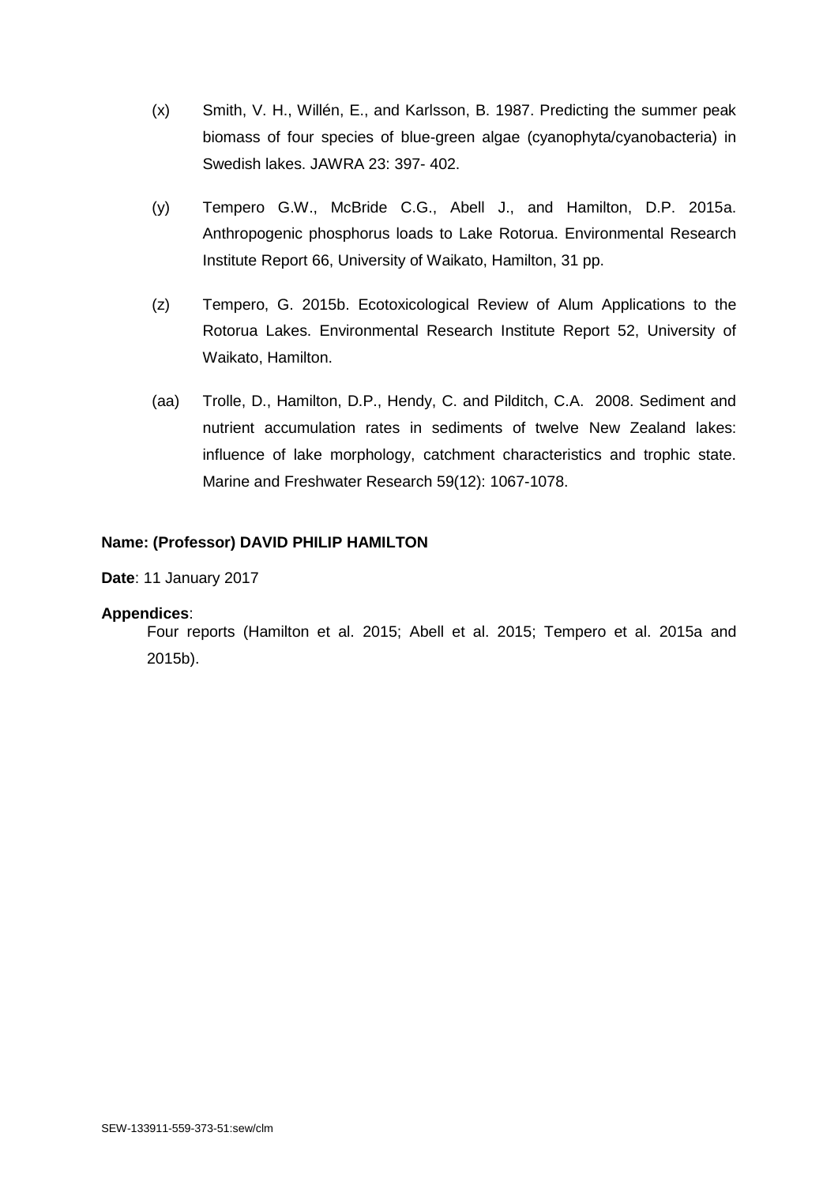(x) Smith, V. H., Willén, E., and Karlsson, B. 1987. Predicting the summer peak biomass of four species of blue-green algae (cyanophyta/cyanobacteria) in Swedish lakes. JAWRA 23: 397- 402.

(y) Tempero G.W., McBride C.G., Abell J., and Hamilton, D.P. 2015a. Anthropogenic phosphorus loads to Lake Rotorua. Environmental Research Institute Report 66, University of Waikato, Hamilton, 31 pp.

(z) Tempero, G. 2015b. Ecotoxicological Review of Alum Applications to the Rotorua Lakes. Environmental Research Institute Report 52, University of Waikato, Hamilton.

(aa) Trolle, D., Hamilton, D.P., Hendy, C. and Pilditch, C.A. 2008. Sediment and nutrient accumulation rates in sediments of twelve New Zealand lakes: influence of lake morphology, catchment characteristics and trophic state. Marine and Freshwater Research 59(12): 1067-1078.

**Name: (Professor) DAVID PHILIP HAMILTON**

**Date**: 11 January 2017

**Appendices**:

Four reports (Hamilton et al. 2015; Abell et al. 2015; Tempero et al. 2015a and 2015b).

SEW-133911-559-373-51:sew/clm